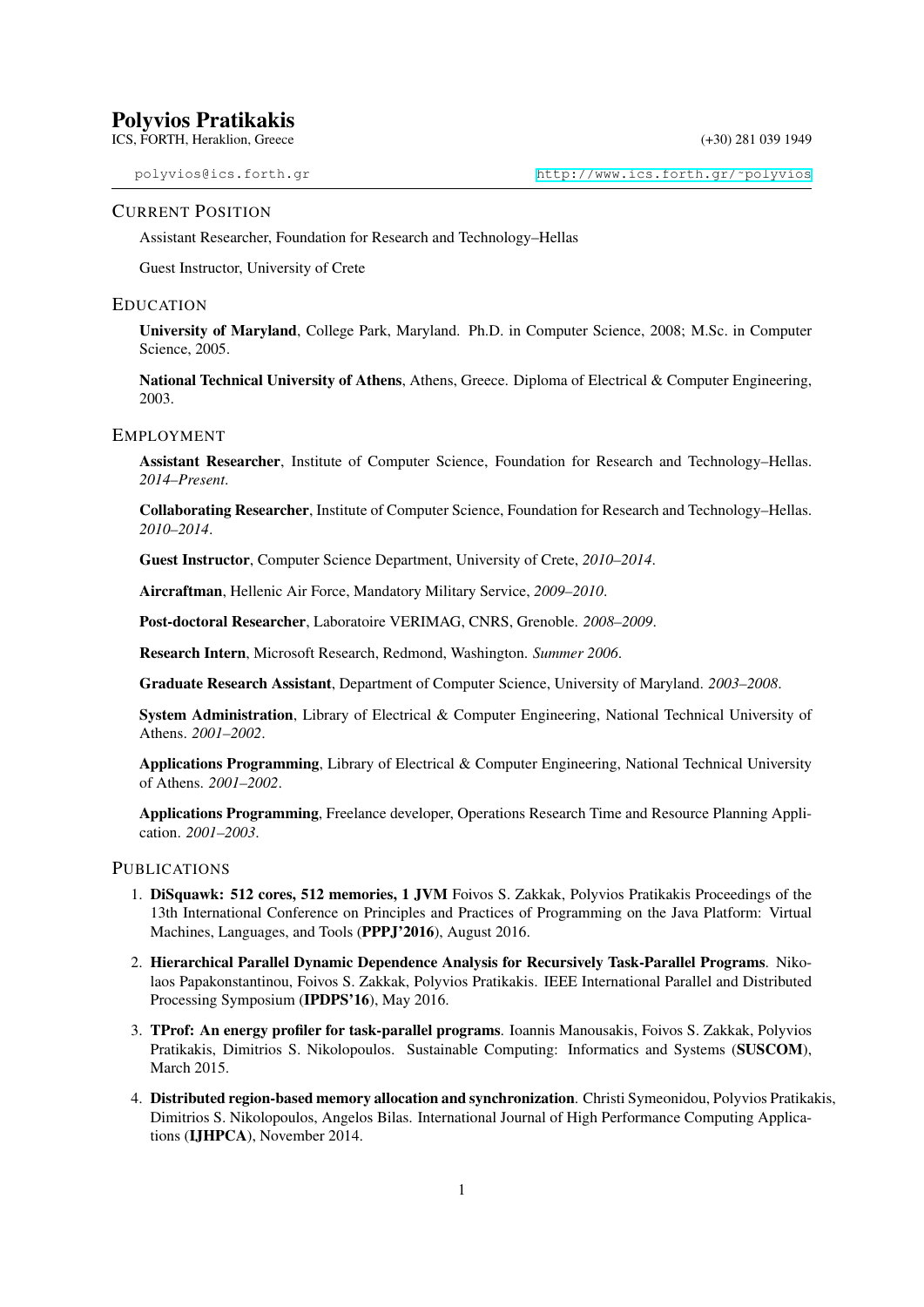# Polyvios Pratikakis

ICS, FORTH, Heraklion, Greece (+30) 281 039 1949

polyvios@ics.forth.gr http://www.ics.forth.gr/~polyvios

## Current Position

Assistant Researcher, Foundation for Research and Technology–Hellas

Guest Instructor, University of Crete

## Education

**University of Maryland**, College Park, Maryland. Ph.D. in Computer Science, 2008; M.Sc. in Computer Science, 2005.

**National Technical University of Athens**, Athens, Greece. Diploma of Electrical & Computer Engineering, 2003.

## Employment

**Assistant Researcher**, Institute of Computer Science, Foundation for Research and Technology–Hellas. *2014–Present*.

**Collaborating Researcher**, Institute of Computer Science, Foundation for Research and Technology–Hellas. *2010–2014*.

**Guest Instructor**, Computer Science Department, University of Crete, *2010–2014*.

**Aircraftman**, Hellenic Air Force, Mandatory Military Service, *2009–2010*.

**Post-doctoral Researcher**, Laboratoire VERIMAG, CNRS, Grenoble. *2008–2009*.

**Research Intern**, Microsoft Research, Redmond, Washington. *Summer 2006*.

**Graduate Research Assistant**, Department of Computer Science, University of Maryland. *2003–2008*.

**System Administration**, Library of Electrical & Computer Engineering, National Technical University of Athens. *2001–2002*.

**Applications Programming**, Library of Electrical & Computer Engineering, National Technical University of Athens. *2001–2002*.

**Applications Programming**, Freelance developer, Operations Research Time and Resource Planning Application. *2001–2003*.

## Publications

1. **DiSquawk: 512 cores, 512 memories, 1 JVM** Foivos S. Zakkak, Polyvios Pratikakis Proceedings of the 13th International Conference on Principles and Practices of Programming on the Java Platform: Virtual Machines, Languages, and Tools (**PPPJ'2016**), August 2016.
2. **Hierarchical Parallel Dynamic Dependence Analysis for Recursively Task-Parallel Programs**. Nikolaos Papakonstantinou, Foivos S. Zakkak, Polyvios Pratikakis. IEEE International Parallel and Distributed Processing Symposium (**IPDPS'16**), May 2016.
3. **TProf: An energy profiler for task-parallel programs**. Ioannis Manousakis, Foivos S. Zakkak, Polyvios Pratikakis, Dimitrios S. Nikolopoulos. Sustainable Computing: Informatics and Systems (**SUSCOM**), March 2015.
4. **Distributed region-based memory allocation and synchronization**. Christi Symeonidou, Polyvios Pratikakis, Dimitrios S. Nikolopoulos, Angelos Bilas. International Journal of High Performance Computing Applications (**IJHPCA**), November 2014.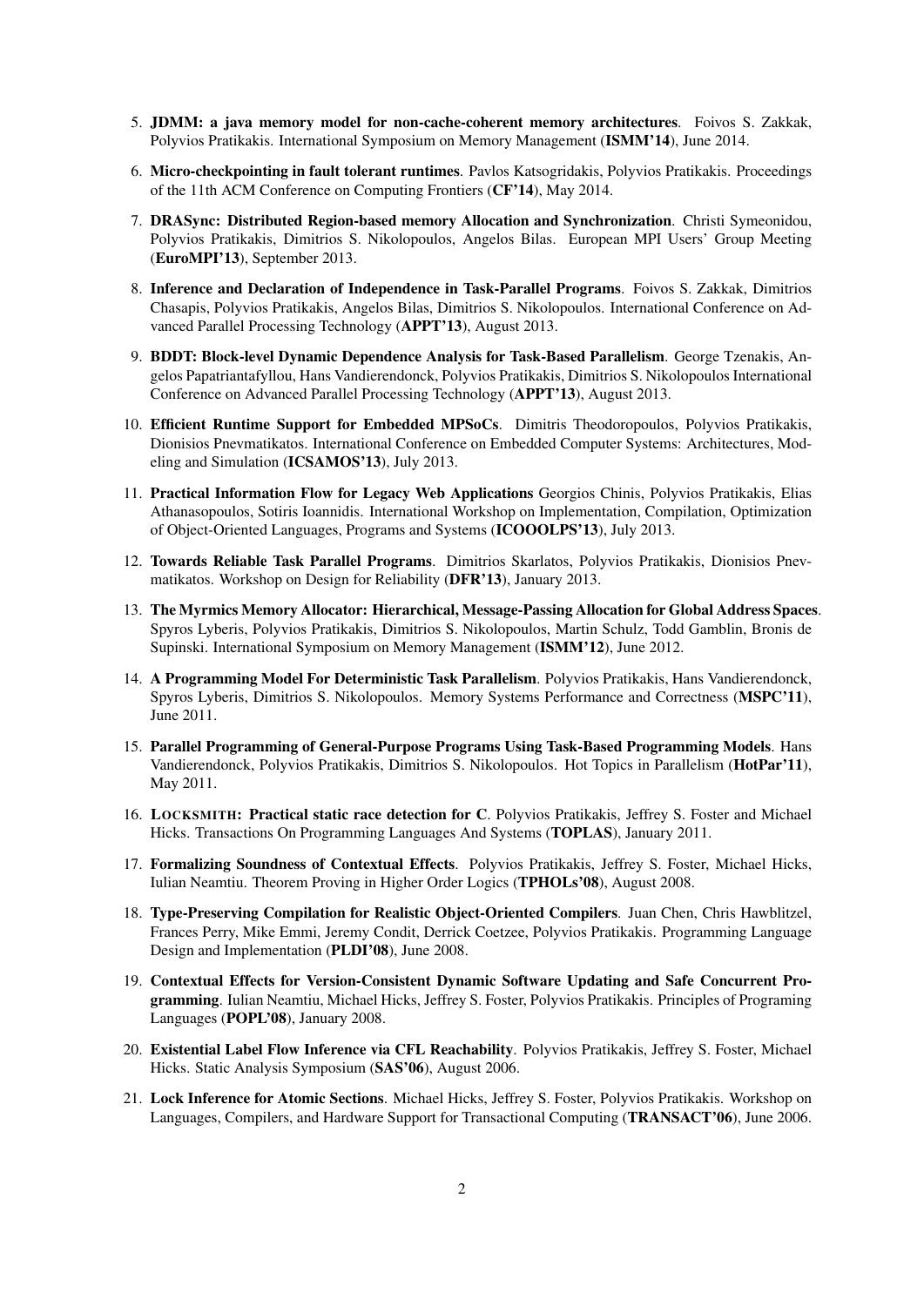5. **JDMM: a java memory model for non-cache-coherent memory architectures**. Foivos S. Zakkak, Polyvios Pratikakis. International Symposium on Memory Management (**ISMM'14**), June 2014.
6. **Micro-checkpointing in fault tolerant runtimes**. Pavlos Katsogridakis, Polyvios Pratikakis. Proceedings of the 11th ACM Conference on Computing Frontiers (**CF'14**), May 2014.
7. **DRASync: Distributed Region-based memory Allocation and Synchronization**. Christi Symeonidou, Polyvios Pratikakis, Dimitrios S. Nikolopoulos, Angelos Bilas. European MPI Users' Group Meeting (**EuroMPI'13**), September 2013.
8. **Inference and Declaration of Independence in Task-Parallel Programs**. Foivos S. Zakkak, Dimitrios Chasapis, Polyvios Pratikakis, Angelos Bilas, Dimitrios S. Nikolopoulos. International Conference on Advanced Parallel Processing Technology (**APPT'13**), August 2013.
9. **BDDT: Block-level Dynamic Dependence Analysis for Task-Based Parallelism**. George Tzenakis, Angelos Papatriantafyllou, Hans Vandierendonck, Polyvios Pratikakis, Dimitrios S. Nikolopoulos International Conference on Advanced Parallel Processing Technology (**APPT'13**), August 2013.
10. **Efficient Runtime Support for Embedded MPSoCs**. Dimitris Theodoropoulos, Polyvios Pratikakis, Dionisios Pnevmatikatos. International Conference on Embedded Computer Systems: Architectures, Modeling and Simulation (**ICSAMOS'13**), July 2013.
11. **Practical Information Flow for Legacy Web Applications** Georgios Chinis, Polyvios Pratikakis, Elias Athanasopoulos, Sotiris Ioannidis. International Workshop on Implementation, Compilation, Optimization of Object-Oriented Languages, Programs and Systems (**ICOOOLPS'13**), July 2013.
12. **Towards Reliable Task Parallel Programs**. Dimitrios Skarlatos, Polyvios Pratikakis, Dionisios Pnevmatikatos. Workshop on Design for Reliability (**DFR'13**), January 2013.
13. **The Myrmics Memory Allocator: Hierarchical, Message-Passing Allocation for Global Address Spaces**. Spyros Lyberis, Polyvios Pratikakis, Dimitrios S. Nikolopoulos, Martin Schulz, Todd Gamblin, Bronis de Supinski. International Symposium on Memory Management (**ISMM'12**), June 2012.
14. **A Programming Model For Deterministic Task Parallelism**. Polyvios Pratikakis, Hans Vandierendonck, Spyros Lyberis, Dimitrios S. Nikolopoulos. Memory Systems Performance and Correctness (**MSPC'11**), June 2011.
15. **Parallel Programming of General-Purpose Programs Using Task-Based Programming Models**. Hans Vandierendonck, Polyvios Pratikakis, Dimitrios S. Nikolopoulos. Hot Topics in Parallelism (**HotPar'11**), May 2011.
16. **LOCKSMITH: Practical static race detection for C**. Polyvios Pratikakis, Jeffrey S. Foster and Michael Hicks. Transactions On Programming Languages And Systems (**TOPLAS**), January 2011.
17. **Formalizing Soundness of Contextual Effects**. Polyvios Pratikakis, Jeffrey S. Foster, Michael Hicks, Iulian Neamtiu. Theorem Proving in Higher Order Logics (**TPHOLs'08**), August 2008.
18. **Type-Preserving Compilation for Realistic Object-Oriented Compilers**. Juan Chen, Chris Hawblitzel, Frances Perry, Mike Emmi, Jeremy Condit, Derrick Coetzee, Polyvios Pratikakis. Programming Language Design and Implementation (**PLDI'08**), June 2008.
19. **Contextual Effects for Version-Consistent Dynamic Software Updating and Safe Concurrent Programming**. Iulian Neamtiu, Michael Hicks, Jeffrey S. Foster, Polyvios Pratikakis. Principles of Programing Languages (**POPL'08**), January 2008.
20. **Existential Label Flow Inference via CFL Reachability**. Polyvios Pratikakis, Jeffrey S. Foster, Michael Hicks. Static Analysis Symposium (**SAS'06**), August 2006.
21. **Lock Inference for Atomic Sections**. Michael Hicks, Jeffrey S. Foster, Polyvios Pratikakis. Workshop on Languages, Compilers, and Hardware Support for Transactional Computing (**TRANSACT'06**), June 2006.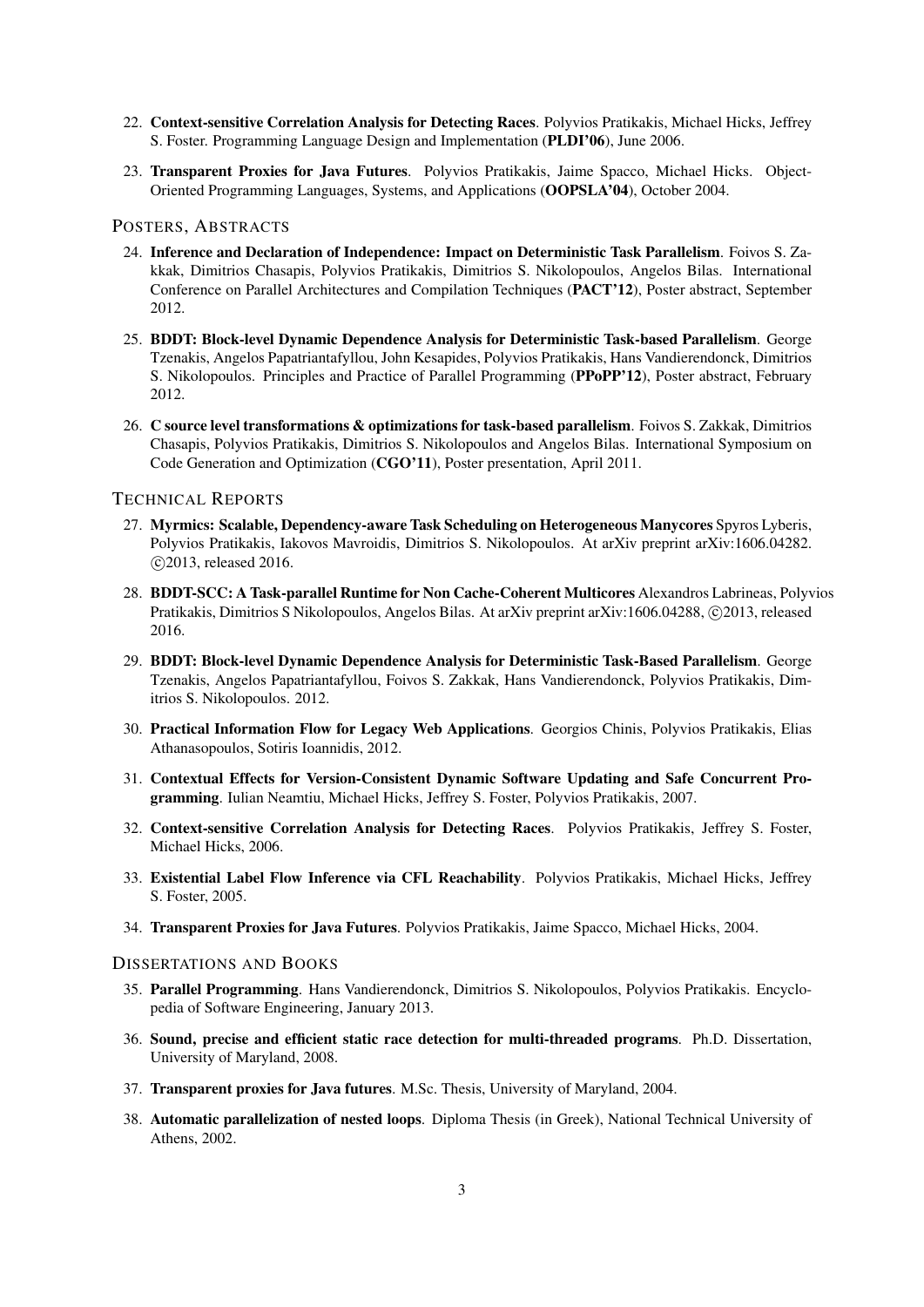22. **Context-sensitive Correlation Analysis for Detecting Races**. Polyvios Pratikakis, Michael Hicks, Jeffrey S. Foster. Programming Language Design and Implementation (**PLDI'06**), June 2006.

23. **Transparent Proxies for Java Futures**. Polyvios Pratikakis, Jaime Spacco, Michael Hicks. Object-Oriented Programming Languages, Systems, and Applications (**OOPSLA'04**), October 2004.

## Posters, Abstracts

24. **Inference and Declaration of Independence: Impact on Deterministic Task Parallelism**. Foivos S. Zakkak, Dimitrios Chasapis, Polyvios Pratikakis, Dimitrios S. Nikolopoulos, Angelos Bilas. International Conference on Parallel Architectures and Compilation Techniques (**PACT'12**), Poster abstract, September 2012.

25. **BDDT: Block-level Dynamic Dependence Analysis for Deterministic Task-based Parallelism**. George Tzenakis, Angelos Papatriantafyllou, John Kesapides, Polyvios Pratikakis, Hans Vandierendonck, Dimitrios S. Nikolopoulos. Principles and Practice of Parallel Programming (**PPoPP'12**), Poster abstract, February 2012.

26. **C source level transformations & optimizations for task-based parallelism**. Foivos S. Zakkak, Dimitrios Chasapis, Polyvios Pratikakis, Dimitrios S. Nikolopoulos and Angelos Bilas. International Symposium on Code Generation and Optimization (**CGO'11**), Poster presentation, April 2011.

## Technical Reports

27. **Myrmics: Scalable, Dependency-aware Task Scheduling on Heterogeneous Manycores** Spyros Lyberis, Polyvios Pratikakis, Iakovos Mavroidis, Dimitrios S. Nikolopoulos. At arXiv preprint arXiv:1606.04282. ©2013, released 2016.

28. **BDDT-SCC: A Task-parallel Runtime for Non Cache-Coherent Multicores** Alexandros Labrineas, Polyvios Pratikakis, Dimitrios S Nikolopoulos, Angelos Bilas. At arXiv preprint arXiv:1606.04288, ©2013, released 2016.

29. **BDDT: Block-level Dynamic Dependence Analysis for Deterministic Task-Based Parallelism**. George Tzenakis, Angelos Papatriantafyllou, Foivos S. Zakkak, Hans Vandierendonck, Polyvios Pratikakis, Dimitrios S. Nikolopoulos. 2012.

30. **Practical Information Flow for Legacy Web Applications**. Georgios Chinis, Polyvios Pratikakis, Elias Athanasopoulos, Sotiris Ioannidis, 2012.

31. **Contextual Effects for Version-Consistent Dynamic Software Updating and Safe Concurrent Programming**. Iulian Neamtiu, Michael Hicks, Jeffrey S. Foster, Polyvios Pratikakis, 2007.

32. **Context-sensitive Correlation Analysis for Detecting Races**. Polyvios Pratikakis, Jeffrey S. Foster, Michael Hicks, 2006.

33. **Existential Label Flow Inference via CFL Reachability**. Polyvios Pratikakis, Michael Hicks, Jeffrey S. Foster, 2005.

34. **Transparent Proxies for Java Futures**. Polyvios Pratikakis, Jaime Spacco, Michael Hicks, 2004.

## Dissertations and Books

35. **Parallel Programming**. Hans Vandierendonck, Dimitrios S. Nikolopoulos, Polyvios Pratikakis. Encyclopedia of Software Engineering, January 2013.

36. **Sound, precise and efficient static race detection for multi-threaded programs**. Ph.D. Dissertation, University of Maryland, 2008.

37. **Transparent proxies for Java futures**. M.Sc. Thesis, University of Maryland, 2004.

38. **Automatic parallelization of nested loops**. Diploma Thesis (in Greek), National Technical University of Athens, 2002.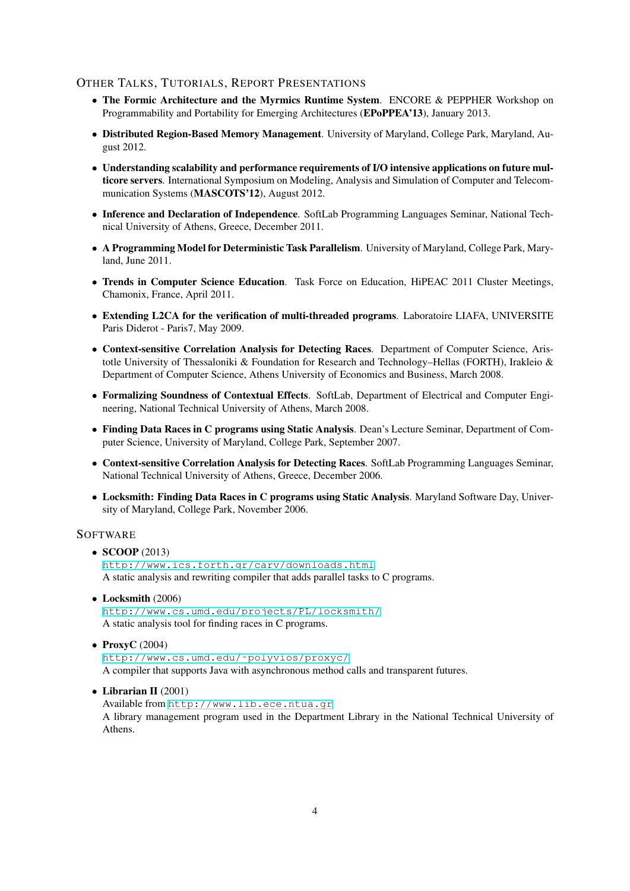## OTHER TALKS, TUTORIALS, REPORT PRESENTATIONS

- **The Formic Architecture and the Myrmics Runtime System**. ENCORE & PEPPHER Workshop on Programmability and Portability for Emerging Architectures (**EPoPPEA'13**), January 2013.
- **Distributed Region-Based Memory Management**. University of Maryland, College Park, Maryland, August 2012.
- **Understanding scalability and performance requirements of I/O intensive applications on future multicore servers**. International Symposium on Modeling, Analysis and Simulation of Computer and Telecommunication Systems (**MASCOTS'12**), August 2012.
- **Inference and Declaration of Independence**. SoftLab Programming Languages Seminar, National Technical University of Athens, Greece, December 2011.
- **A Programming Model for Deterministic Task Parallelism**. University of Maryland, College Park, Maryland, June 2011.
- **Trends in Computer Science Education**. Task Force on Education, HiPEAC 2011 Cluster Meetings, Chamonix, France, April 2011.
- **Extending L2CA for the verification of multi-threaded programs**. Laboratoire LIAFA, UNIVERSITE Paris Diderot - Paris7, May 2009.
- **Context-sensitive Correlation Analysis for Detecting Races**. Department of Computer Science, Aristotle University of Thessaloniki & Foundation for Research and Technology–Hellas (FORTH), Irakleio & Department of Computer Science, Athens University of Economics and Business, March 2008.
- **Formalizing Soundness of Contextual Effects**. SoftLab, Department of Electrical and Computer Engineering, National Technical University of Athens, March 2008.
- **Finding Data Races in C programs using Static Analysis**. Dean's Lecture Seminar, Department of Computer Science, University of Maryland, College Park, September 2007.
- **Context-sensitive Correlation Analysis for Detecting Races**. SoftLab Programming Languages Seminar, National Technical University of Athens, Greece, December 2006.
- **Locksmith: Finding Data Races in C programs using Static Analysis**. Maryland Software Day, University of Maryland, College Park, November 2006.

## SOFTWARE

- **SCOOP** (2013)
  http://www.ics.forth.gr/carv/downloads.html
  A static analysis and rewriting compiler that adds parallel tasks to C programs.
- **Locksmith** (2006)
  http://www.cs.umd.edu/projects/PL/locksmith/
  A static analysis tool for finding races in C programs.
- **ProxyC** (2004)
  http://www.cs.umd.edu/~polyvios/proxyc/
  A compiler that supports Java with asynchronous method calls and transparent futures.
- **Librarian II** (2001)
  Available from http://www.lib.ece.ntua.gr
  A library management program used in the Department Library in the National Technical University of Athens.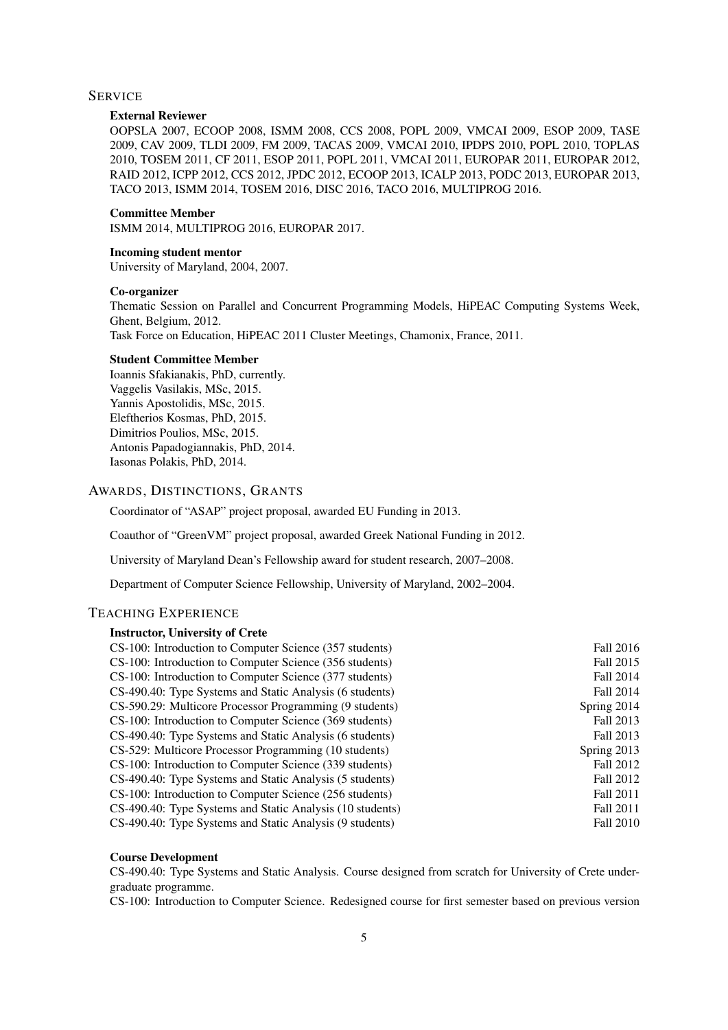## SERVICE

### External Reviewer

OOPSLA 2007, ECOOP 2008, ISMM 2008, CCS 2008, POPL 2009, VMCAI 2009, ESOP 2009, TASE 2009, CAV 2009, TLDI 2009, FM 2009, TACAS 2009, VMCAI 2010, IPDPS 2010, POPL 2010, TOPLAS 2010, TOSEM 2011, CF 2011, ESOP 2011, POPL 2011, VMCAI 2011, EUROPAR 2011, EUROPAR 2012, RAID 2012, ICPP 2012, CCS 2012, JPDC 2012, ECOOP 2013, ICALP 2013, PODC 2013, EUROPAR 2013, TACO 2013, ISMM 2014, TOSEM 2016, DISC 2016, TACO 2016, MULTIPROG 2016.

### Committee Member

ISMM 2014, MULTIPROG 2016, EUROPAR 2017.

### Incoming student mentor

University of Maryland, 2004, 2007.

### Co-organizer

Thematic Session on Parallel and Concurrent Programming Models, HiPEAC Computing Systems Week, Ghent, Belgium, 2012.
Task Force on Education, HiPEAC 2011 Cluster Meetings, Chamonix, France, 2011.

### Student Committee Member

Ioannis Sfakianakis, PhD, currently.
Vaggelis Vasilakis, MSc, 2015.
Yannis Apostolidis, MSc, 2015.
Eleftherios Kosmas, PhD, 2015.
Dimitrios Poulios, MSc, 2015.
Antonis Papadogiannakis, PhD, 2014.
Iasonas Polakis, PhD, 2014.

## AWARDS, DISTINCTIONS, GRANTS

Coordinator of "ASAP" project proposal, awarded EU Funding in 2013.

Coauthor of "GreenVM" project proposal, awarded Greek National Funding in 2012.

University of Maryland Dean's Fellowship award for student research, 2007–2008.

Department of Computer Science Fellowship, University of Maryland, 2002–2004.

## TEACHING EXPERIENCE

### Instructor, University of Crete

| Course | Term |
|---|---|
| CS-100: Introduction to Computer Science (357 students) | Fall 2016 |
| CS-100: Introduction to Computer Science (356 students) | Fall 2015 |
| CS-100: Introduction to Computer Science (377 students) | Fall 2014 |
| CS-490.40: Type Systems and Static Analysis (6 students) | Fall 2014 |
| CS-590.29: Multicore Processor Programming (9 students) | Spring 2014 |
| CS-100: Introduction to Computer Science (369 students) | Fall 2013 |
| CS-490.40: Type Systems and Static Analysis (6 students) | Fall 2013 |
| CS-529: Multicore Processor Programming (10 students) | Spring 2013 |
| CS-100: Introduction to Computer Science (339 students) | Fall 2012 |
| CS-490.40: Type Systems and Static Analysis (5 students) | Fall 2012 |
| CS-100: Introduction to Computer Science (256 students) | Fall 2011 |
| CS-490.40: Type Systems and Static Analysis (10 students) | Fall 2011 |
| CS-490.40: Type Systems and Static Analysis (9 students) | Fall 2010 |

### Course Development

CS-490.40: Type Systems and Static Analysis. Course designed from scratch for University of Crete undergraduate programme.
CS-100: Introduction to Computer Science. Redesigned course for first semester based on previous version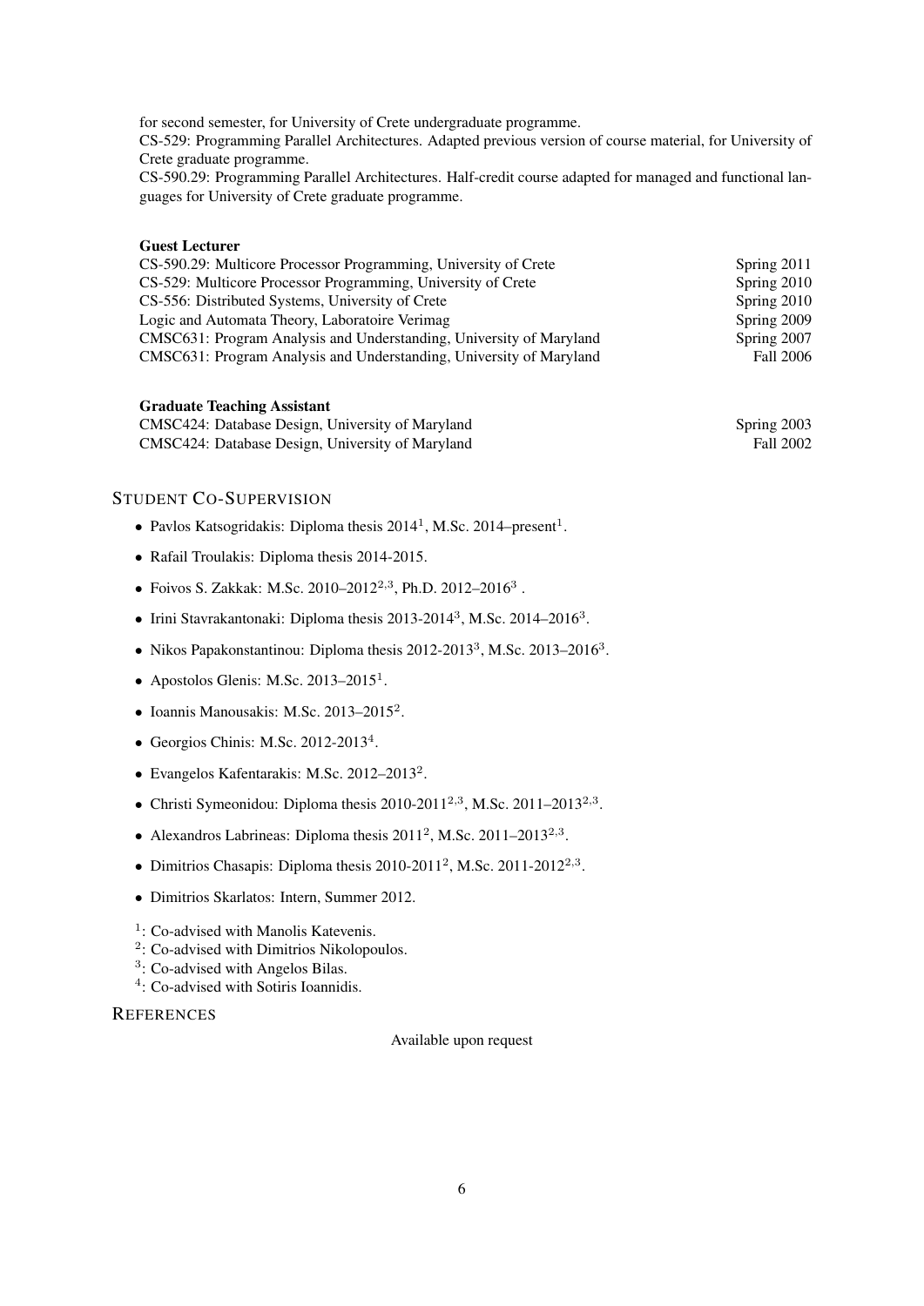for second semester, for University of Crete undergraduate programme.
CS-529: Programming Parallel Architectures. Adapted previous version of course material, for University of Crete graduate programme.
CS-590.29: Programming Parallel Architectures. Half-credit course adapted for managed and functional languages for University of Crete graduate programme.

**Guest Lecturer**

| | |
|---|---|
| CS-590.29: Multicore Processor Programming, University of Crete | Spring 2011 |
| CS-529: Multicore Processor Programming, University of Crete | Spring 2010 |
| CS-556: Distributed Systems, University of Crete | Spring 2010 |
| Logic and Automata Theory, Laboratoire Verimag | Spring 2009 |
| CMSC631: Program Analysis and Understanding, University of Maryland | Spring 2007 |
| CMSC631: Program Analysis and Understanding, University of Maryland | Fall 2006 |

**Graduate Teaching Assistant**

| | |
|---|---|
| CMSC424: Database Design, University of Maryland | Spring 2003 |
| CMSC424: Database Design, University of Maryland | Fall 2002 |

## STUDENT CO-SUPERVISION

- Pavlos Katsogridakis: Diploma thesis 2014[1], M.Sc. 2014–present[1].
- Rafail Troulakis: Diploma thesis 2014-2015.
- Foivos S. Zakkak: M.Sc. 2010–2012[2,3], Ph.D. 2012–2016[3] .
- Irini Stavrakantonaki: Diploma thesis 2013-2014[3], M.Sc. 2014–2016[3].
- Nikos Papakonstantinou: Diploma thesis 2012-2013[3], M.Sc. 2013–2016[3].
- Apostolos Glenis: M.Sc. 2013–2015[1].
- Ioannis Manousakis: M.Sc. 2013–2015[2].
- Georgios Chinis: M.Sc. 2012-2013[4].
- Evangelos Kafentarakis: M.Sc. 2012–2013[2].
- Christi Symeonidou: Diploma thesis 2010-2011[2,3], M.Sc. 2011–2013[2,3].
- Alexandros Labrineas: Diploma thesis 2011[2], M.Sc. 2011–2013[2,3].
- Dimitrios Chasapis: Diploma thesis 2010-2011[2], M.Sc. 2011-2012[2,3].
- Dimitrios Skarlatos: Intern, Summer 2012.

[1]: Co-advised with Manolis Katevenis.
[2]: Co-advised with Dimitrios Nikolopoulos.
[3]: Co-advised with Angelos Bilas.
[4]: Co-advised with Sotiris Ioannidis.

## REFERENCES

Available upon request